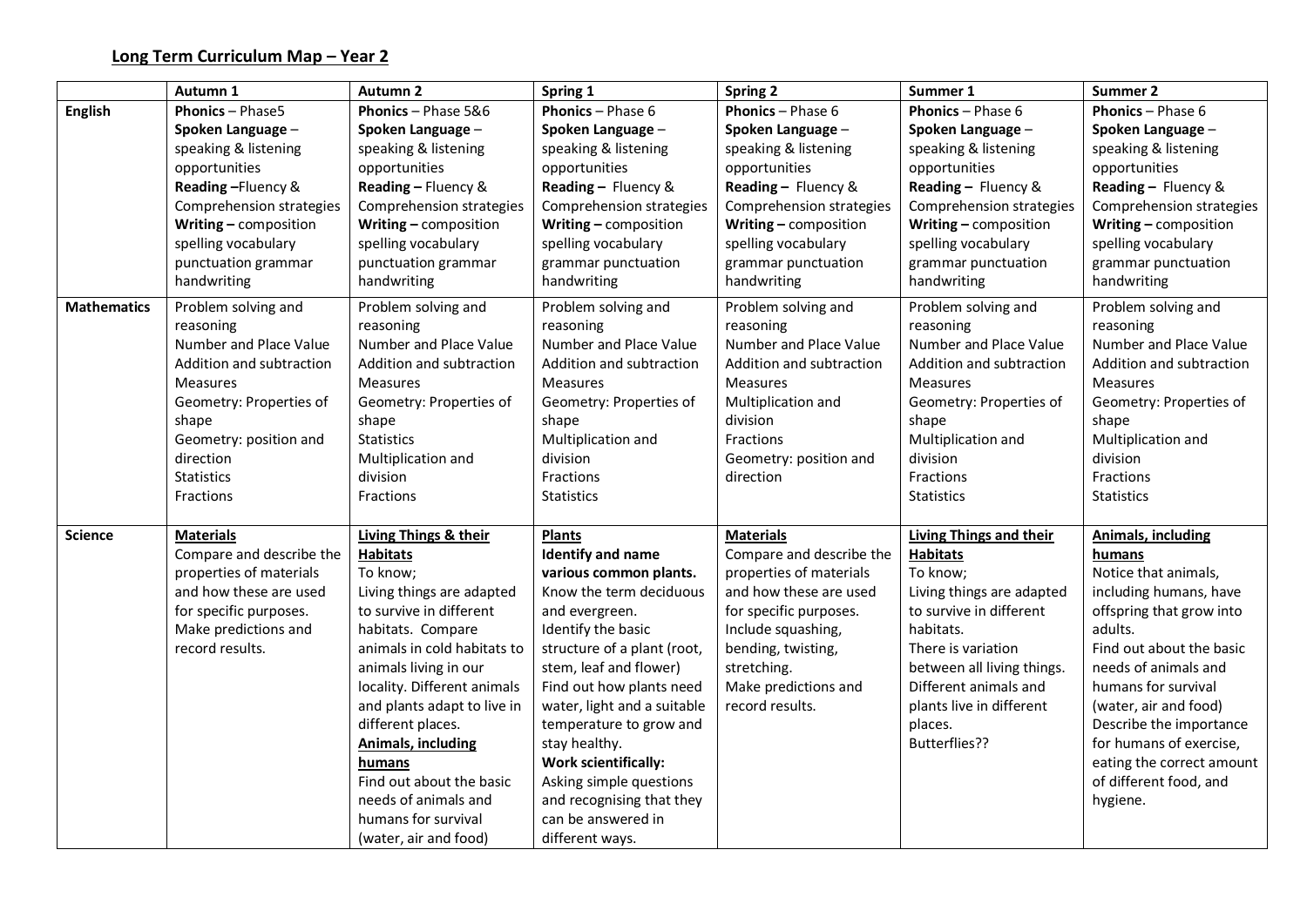## **Long Term Curriculum Map – Year 2**

| | Autumn 1 | Autumn 2 | Spring 1 | Spring 2 | Summer 1 | Summer 2 |
|---|---|---|---|---|---|---|
| **English** | **Phonics** – Phase5<br>**Spoken Language** – speaking & listening opportunities<br>**Reading** –Fluency & Comprehension strategies<br>**Writing** – composition spelling vocabulary punctuation grammar handwriting | **Phonics** – Phase 5&6<br>**Spoken Language** – speaking & listening opportunities<br>**Reading** – Fluency & Comprehension strategies<br>**Writing** – composition spelling vocabulary punctuation grammar handwriting | **Phonics** – Phase 6<br>**Spoken Language** – speaking & listening opportunities<br>**Reading** – Fluency & Comprehension strategies<br>**Writing** – composition spelling vocabulary grammar punctuation handwriting | **Phonics** – Phase 6<br>**Spoken Language** – speaking & listening opportunities<br>**Reading** – Fluency & Comprehension strategies<br>**Writing** – composition spelling vocabulary grammar punctuation handwriting | **Phonics** – Phase 6<br>**Spoken Language** – speaking & listening opportunities<br>**Reading** – Fluency & Comprehension strategies<br>**Writing** – composition spelling vocabulary grammar punctuation handwriting | **Phonics** – Phase 6<br>**Spoken Language** – speaking & listening opportunities<br>**Reading** – Fluency & Comprehension strategies<br>**Writing** – composition spelling vocabulary grammar punctuation handwriting |
| **Mathematics** | Problem solving and reasoning<br>Number and Place Value<br>Addition and subtraction<br>Measures<br>Geometry: Properties of shape<br>Geometry: position and direction<br>Statistics<br>Fractions | Problem solving and reasoning<br>Number and Place Value<br>Addition and subtraction<br>Measures<br>Geometry: Properties of shape<br>Statistics<br>Multiplication and division<br>Fractions | Problem solving and reasoning<br>Number and Place Value<br>Addition and subtraction<br>Measures<br>Geometry: Properties of shape<br>Multiplication and division<br>Fractions<br>Statistics | Problem solving and reasoning<br>Number and Place Value<br>Addition and subtraction<br>Measures<br>Multiplication and division<br>Fractions<br>Geometry: position and direction | Problem solving and reasoning<br>Number and Place Value<br>Addition and subtraction<br>Measures<br>Geometry: Properties of shape<br>Multiplication and division<br>Fractions<br>Statistics | Problem solving and reasoning<br>Number and Place Value<br>Addition and subtraction<br>Measures<br>Geometry: Properties of shape<br>Multiplication and division<br>Fractions<br>Statistics |
| **Science** | **<u>Materials</u>**<br>Compare and describe the properties of materials and how these are used for specific purposes.<br>Make predictions and record results. | **<u>Living Things & their Habitats</u>**<br>To know;<br>Living things are adapted to survive in different habitats. Compare animals in cold habitats to animals living in our locality. Different animals and plants adapt to live in different places.<br>**<u>Animals, including humans</u>**<br>Find out about the basic needs of animals and humans for survival (water, air and food) | **<u>Plants</u>**<br>**Identify and name various common plants.**<br>Know the term deciduous and evergreen.<br>Identify the basic structure of a plant (root, stem, leaf and flower)<br>Find out how plants need water, light and a suitable temperature to grow and stay healthy.<br>**Work scientifically:**<br>Asking simple questions and recognising that they can be answered in different ways. | **<u>Materials</u>**<br>Compare and describe the properties of materials and how these are used for specific purposes.<br>Include squashing, bending, twisting, stretching.<br>Make predictions and record results. | **<u>Living Things and their Habitats</u>**<br>To know;<br>Living things are adapted to survive in different habitats.<br>There is variation between all living things.<br>Different animals and plants live in different places.<br>Butterflies?? | **<u>Animals, including humans</u>**<br>Notice that animals, including humans, have offspring that grow into adults.<br>Find out about the basic needs of animals and humans for survival (water, air and food)<br>Describe the importance for humans of exercise, eating the correct amount of different food, and hygiene. |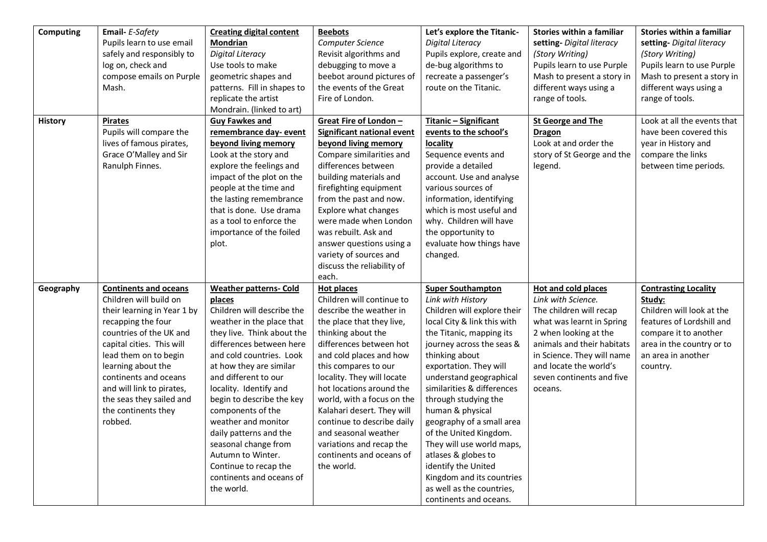| Computing | **Email-** *E-Safety* Pupils learn to use email safely and responsibly to log on, check and compose emails on Purple Mash. | **Creating digital content Mondrian** *Digital Literacy* Use tools to make geometric shapes and patterns. Fill in shapes to replicate the artist Mondrain. (linked to art) | **Beebots** *Computer Science* Revisit algorithms and debugging to move a beebot around pictures of the events of the Great Fire of London. | **Let's explore the Titanic-** *Digital Literacy* Pupils explore, create and de-bug algorithms to recreate a passenger's route on the Titanic. | **Stories within a familiar setting-** *Digital literacy (Story Writing)* Pupils learn to use Purple Mash to present a story in different ways using a range of tools. | **Stories within a familiar setting-** *Digital literacy (Story Writing)* Pupils learn to use Purple Mash to present a story in different ways using a range of tools. |
|---|---|---|---|---|---|---|
| **History** | **Pirates** Pupils will compare the lives of famous pirates, Grace O'Malley and Sir Ranulph Finnes. | **Guy Fawkes and remembrance day- event beyond living memory** Look at the story and explore the feelings and impact of the plot on the people at the time and the lasting remembrance that is done. Use drama as a tool to enforce the importance of the foiled plot. | **Great Fire of London – Significant national event beyond living memory** Compare similarities and differences between building materials and firefighting equipment from the past and now. Explore what changes were made when London was rebuilt. Ask and answer questions using a variety of sources and discuss the reliability of each. | **Titanic – Significant events to the school's locality** Sequence events and provide a detailed account. Use and analyse various sources of information, identifying which is most useful and why. Children will have the opportunity to evaluate how things have changed. | **St George and The Dragon** Look at and order the story of St George and the legend. | Look at all the events that have been covered this year in History and compare the links between time periods. |
| **Geography** | **Continents and oceans** Children will build on their learning in Year 1 by recapping the four countries of the UK and capital cities. This will lead them on to begin learning about the continents and oceans and will link to pirates, the seas they sailed and the continents they robbed. | **Weather patterns- Cold places** Children will describe the weather in the place that they live. Think about the differences between here and cold countries. Look at how they are similar and different to our locality. Identify and begin to describe the key components of the weather and monitor daily patterns and the seasonal change from Autumn to Winter. Continue to recap the continents and oceans of the world. | **Hot places** Children will continue to describe the weather in the place that they live, thinking about the differences between hot and cold places and how this compares to our locality. They will locate hot locations around the world, with a focus on the Kalahari desert. They will continue to describe daily and seasonal weather variations and recap the continents and oceans of the world. | **Super Southampton** *Link with History* Children will explore their local City & link this with the Titanic, mapping its journey across the seas & thinking about exportation. They will understand geographical similarities & differences through studying the human & physical geography of a small area of the United Kingdom. They will use world maps, atlases & globes to identify the United Kingdom and its countries as well as the countries, continents and oceans. | **Hot and cold places** *Link with Science.* The children will recap what was learnt in Spring 2 when looking at the animals and their habitats in Science. They will name and locate the world's seven continents and five oceans. | **Contrasting Locality Study:** Children will look at the features of Lordshill and compare it to another area in the country or to an area in another country. |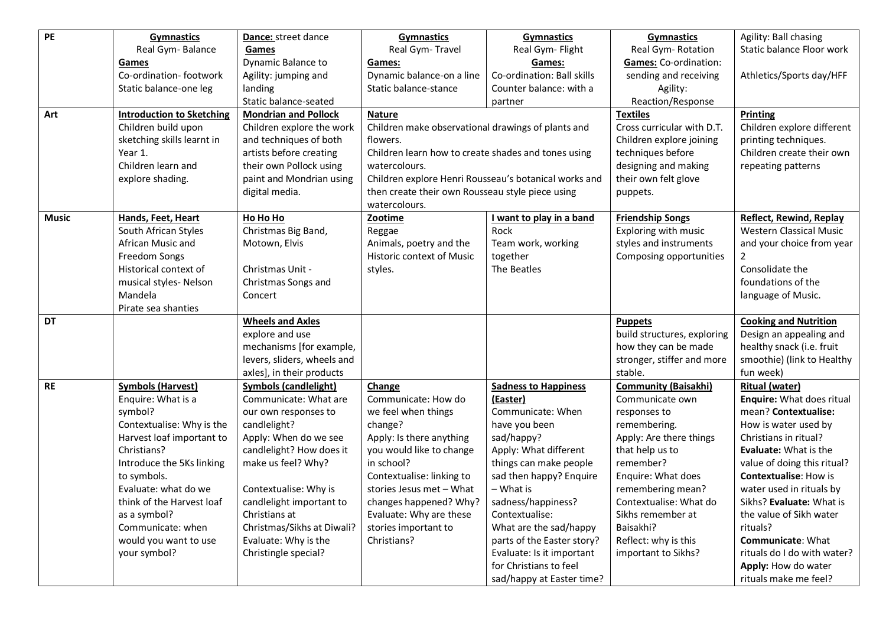| PE | **Gymnastics** Real Gym- Balance **Games** Co-ordination- footwork Static balance-one leg | **Dance:** street dance **Games** Dynamic Balance to Agility: jumping and landing Static balance-seated | **Gymnastics** Real Gym- Travel **Games:** Dynamic balance-on a line Static balance-stance | **Gymnastics** Real Gym- Flight **Games:** Co-ordination: Ball skills Counter balance: with a partner | **Gymnastics** Real Gym- Rotation **Games:** Co-ordination: sending and receiving Agility: Reaction/Response | Agility: Ball chasing Static balance Floor work<br><br>Athletics/Sports day/HFF |
|---|---|---|---|---|---|---|
| Art | **Introduction to Sketching** Children build upon sketching skills learnt in Year 1. Children learn and explore shading. | **Mondrian and Pollock** Children explore the work and techniques of both artists before creating their own Pollock using paint and Mondrian using digital media. | **Nature** Children make observational drawings of plants and flowers. Children learn how to create shades and tones using watercolours. Children explore Henri Rousseau's botanical works and then create their own Rousseau style piece using watercolours. | | **Textiles** Cross curricular with D.T. Children explore joining techniques before designing and making their own felt glove puppets. | **Printing** Children explore different printing techniques. Children create their own repeating patterns |
| Music | **Hands, Feet, Heart** South African Styles African Music and Freedom Songs Historical context of musical styles- Nelson Mandela Pirate sea shanties | **Ho Ho Ho** Christmas Big Band, Motown, Elvis<br><br>Christmas Unit - Christmas Songs and Concert | **Zootime** Reggae Animals, poetry and the Historic context of Music styles. | **I want to play in a band** Rock Team work, working together The Beatles | **Friendship Songs** Exploring with music styles and instruments Composing opportunities | **Reflect, Rewind, Replay** Western Classical Music and your choice from year 2 Consolidate the foundations of the language of Music. |
| DT | | **Wheels and Axles** explore and use mechanisms [for example, levers, sliders, wheels and axles], in their products | | | **Puppets** build structures, exploring how they can be made stronger, stiffer and more stable. | **Cooking and Nutrition** Design an appealing and healthy snack (i.e. fruit smoothie) (link to Healthy fun week) |
| RE | **Symbols (Harvest)** Enquire: What is a symbol? Contextualise: Why is the Harvest loaf important to Christians? Introduce the 5Ks linking to symbols. Evaluate: what do we think of the Harvest loaf as a symbol? Communicate: when would you want to use your symbol? | **Symbols (candlelight)** Communicate: What are our own responses to candlelight? Apply: When do we see candlelight? How does it make us feel? Why?<br><br>Contextualise: Why is candlelight important to Christians at Christmas/Sikhs at Diwali? Evaluate: Why is the Christingle special? | **Change** Communicate: How do we feel when things change? Apply: Is there anything you would like to change in school? Contextualise: linking to stories Jesus met – What changes happened? Why? Evaluate: Why are these stories important to Christians? | **Sadness to Happiness (Easter)** Communicate: When have you been sad/happy? Apply: What different things can make people sad then happy? Enquire – What is sadness/happiness? Contextualise: What are the sad/happy parts of the Easter story? Evaluate: Is it important for Christians to feel sad/happy at Easter time? | **Community (Baisakhi)** Communicate own responses to remembering. Apply: Are there things that help us to remember? Enquire: What does remembering mean? Contextualise: What do Sikhs remember at Baisakhi? Reflect: why is this important to Sikhs? | **Ritual (water)** **Enquire:** What does ritual mean? **Contextualise:** How is water used by Christians in ritual? **Evaluate:** What is the value of doing this ritual? **Contextualise**: How is water used in rituals by Sikhs? **Evaluate:** What is the value of Sikh water rituals? **Communicate**: What rituals do I do with water? **Apply:** How do water rituals make me feel? |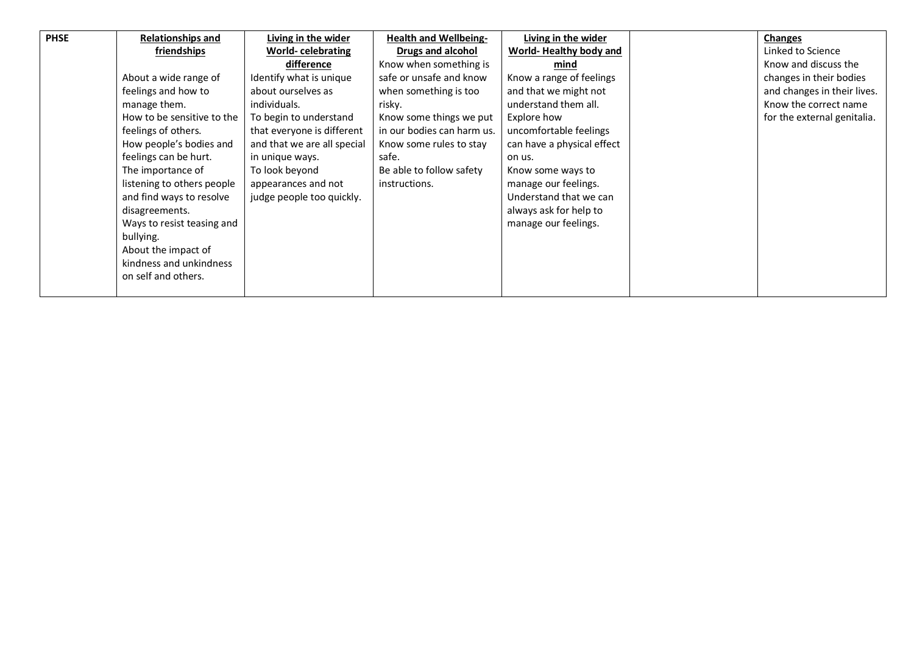| | | | | | | |
|---|---|---|---|---|---|---|
| **PHSE** | **Relationships and friendships**<br><br>About a wide range of feelings and how to manage them.<br>How to be sensitive to the feelings of others.<br>How people's bodies and feelings can be hurt.<br>The importance of listening to others people and find ways to resolve disagreements.<br>Ways to resist teasing and bullying.<br>About the impact of kindness and unkindness on self and others. | **Living in the wider World- celebrating difference**<br>Identify what is unique about ourselves as individuals.<br>To begin to understand that everyone is different and that we are all special in unique ways.<br>To look beyond appearances and not judge people too quickly. | **Health and Wellbeing- Drugs and alcohol**<br>Know when something is safe or unsafe and know when something is too risky.<br>Know some things we put in our bodies can harm us.<br>Know some rules to stay safe.<br>Be able to follow safety instructions. | **Living in the wider World- Healthy body and mind**<br>Know a range of feelings and that we might not understand them all.<br>Explore how uncomfortable feelings can have a physical effect on us.<br>Know some ways to manage our feelings.<br>Understand that we can always ask for help to manage our feelings. | | **Changes**<br>Linked to Science<br>Know and discuss the changes in their bodies and changes in their lives.<br>Know the correct name for the external genitalia. |